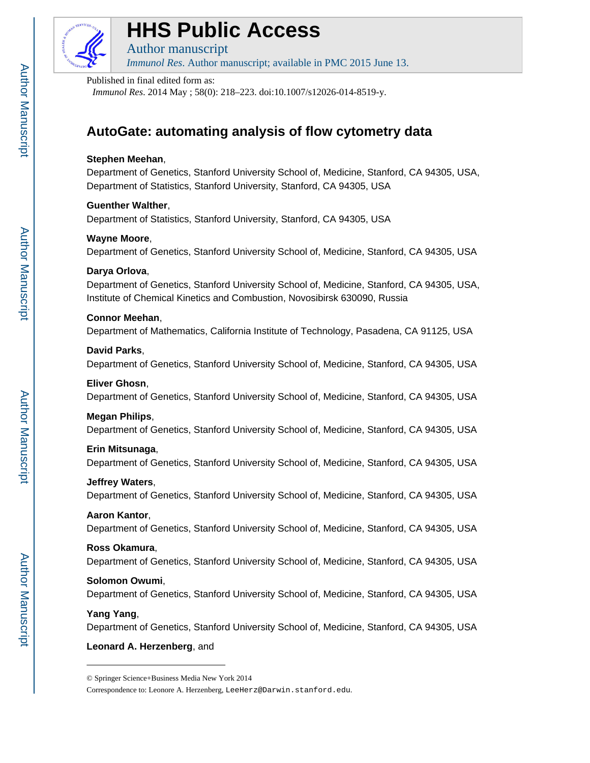# HHS Public Access

Author manuscript

*Immunol Res*. Author manuscript; available in PMC 2015 June 13.

Published in final edited form as:

*Immunol Res*. 2014 May ; 58(0): 218–223. doi:10.1007/s12026-014-8519-y.

## AutoGate: automating analysis of flow cytometry data

**Stephen Meehan**,
Department of Genetics, Stanford University School of, Medicine, Stanford, CA 94305, USA, Department of Statistics, Stanford University, Stanford, CA 94305, USA

**Guenther Walther**,
Department of Statistics, Stanford University, Stanford, CA 94305, USA

**Wayne Moore**,
Department of Genetics, Stanford University School of, Medicine, Stanford, CA 94305, USA

**Darya Orlova**,
Department of Genetics, Stanford University School of, Medicine, Stanford, CA 94305, USA, Institute of Chemical Kinetics and Combustion, Novosibirsk 630090, Russia

**Connor Meehan**,
Department of Mathematics, California Institute of Technology, Pasadena, CA 91125, USA

**David Parks**,
Department of Genetics, Stanford University School of, Medicine, Stanford, CA 94305, USA

**Eliver Ghosn**,
Department of Genetics, Stanford University School of, Medicine, Stanford, CA 94305, USA

**Megan Philips**,
Department of Genetics, Stanford University School of, Medicine, Stanford, CA 94305, USA

**Erin Mitsunaga**,
Department of Genetics, Stanford University School of, Medicine, Stanford, CA 94305, USA

**Jeffrey Waters**,
Department of Genetics, Stanford University School of, Medicine, Stanford, CA 94305, USA

**Aaron Kantor**,
Department of Genetics, Stanford University School of, Medicine, Stanford, CA 94305, USA

**Ross Okamura**,
Department of Genetics, Stanford University School of, Medicine, Stanford, CA 94305, USA

**Solomon Owumi**,
Department of Genetics, Stanford University School of, Medicine, Stanford, CA 94305, USA

**Yang Yang**,
Department of Genetics, Stanford University School of, Medicine, Stanford, CA 94305, USA

**Leonard A. Herzenberg**, and

---

© Springer Science+Business Media New York 2014

Correspondence to: Leonore A. Herzenberg, LeeHerz@Darwin.stanford.edu.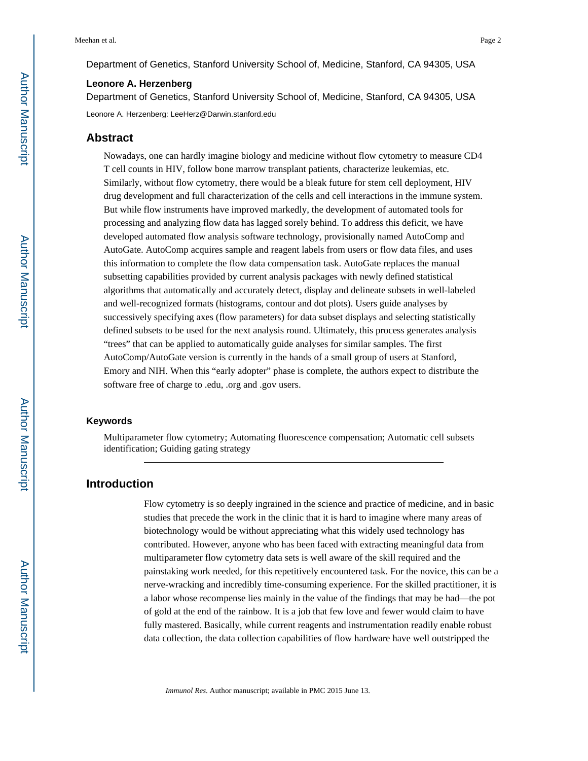Department of Genetics, Stanford University School of, Medicine, Stanford, CA 94305, USA

**Leonore A. Herzenberg**

Department of Genetics, Stanford University School of, Medicine, Stanford, CA 94305, USA

Leonore A. Herzenberg: LeeHerz@Darwin.stanford.edu

## Abstract

Nowadays, one can hardly imagine biology and medicine without flow cytometry to measure CD4 T cell counts in HIV, follow bone marrow transplant patients, characterize leukemias, etc. Similarly, without flow cytometry, there would be a bleak future for stem cell deployment, HIV drug development and full characterization of the cells and cell interactions in the immune system. But while flow instruments have improved markedly, the development of automated tools for processing and analyzing flow data has lagged sorely behind. To address this deficit, we have developed automated flow analysis software technology, provisionally named AutoComp and AutoGate. AutoComp acquires sample and reagent labels from users or flow data files, and uses this information to complete the flow data compensation task. AutoGate replaces the manual subsetting capabilities provided by current analysis packages with newly defined statistical algorithms that automatically and accurately detect, display and delineate subsets in well-labeled and well-recognized formats (histograms, contour and dot plots). Users guide analyses by successively specifying axes (flow parameters) for data subset displays and selecting statistically defined subsets to be used for the next analysis round. Ultimately, this process generates analysis "trees" that can be applied to automatically guide analyses for similar samples. The first AutoComp/AutoGate version is currently in the hands of a small group of users at Stanford, Emory and NIH. When this "early adopter" phase is complete, the authors expect to distribute the software free of charge to .edu, .org and .gov users.

### Keywords

Multiparameter flow cytometry; Automating fluorescence compensation; Automatic cell subsets identification; Guiding gating strategy

## Introduction

Flow cytometry is so deeply ingrained in the science and practice of medicine, and in basic studies that precede the work in the clinic that it is hard to imagine where many areas of biotechnology would be without appreciating what this widely used technology has contributed. However, anyone who has been faced with extracting meaningful data from multiparameter flow cytometry data sets is well aware of the skill required and the painstaking work needed, for this repetitively encountered task. For the novice, this can be a nerve-wracking and incredibly time-consuming experience. For the skilled practitioner, it is a labor whose recompense lies mainly in the value of the findings that may be had—the pot of gold at the end of the rainbow. It is a job that few love and fewer would claim to have fully mastered. Basically, while current reagents and instrumentation readily enable robust data collection, the data collection capabilities of flow hardware have well outstripped the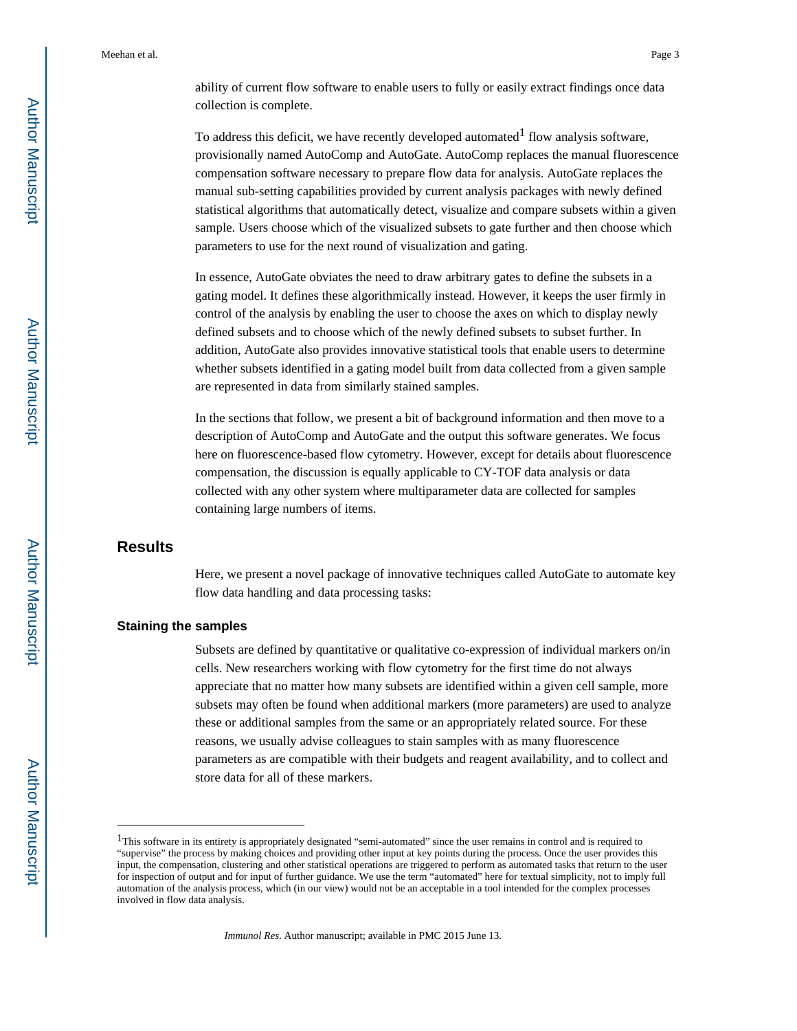ability of current flow software to enable users to fully or easily extract findings once data collection is complete.

To address this deficit, we have recently developed automated[1] flow analysis software, provisionally named AutoComp and AutoGate. AutoComp replaces the manual fluorescence compensation software necessary to prepare flow data for analysis. AutoGate replaces the manual sub-setting capabilities provided by current analysis packages with newly defined statistical algorithms that automatically detect, visualize and compare subsets within a given sample. Users choose which of the visualized subsets to gate further and then choose which parameters to use for the next round of visualization and gating.

In essence, AutoGate obviates the need to draw arbitrary gates to define the subsets in a gating model. It defines these algorithmically instead. However, it keeps the user firmly in control of the analysis by enabling the user to choose the axes on which to display newly defined subsets and to choose which of the newly defined subsets to subset further. In addition, AutoGate also provides innovative statistical tools that enable users to determine whether subsets identified in a gating model built from data collected from a given sample are represented in data from similarly stained samples.

In the sections that follow, we present a bit of background information and then move to a description of AutoComp and AutoGate and the output this software generates. We focus here on fluorescence-based flow cytometry. However, except for details about fluorescence compensation, the discussion is equally applicable to CY-TOF data analysis or data collected with any other system where multiparameter data are collected for samples containing large numbers of items.

## Results

Here, we present a novel package of innovative techniques called AutoGate to automate key flow data handling and data processing tasks:

### Staining the samples

Subsets are defined by quantitative or qualitative co-expression of individual markers on/in cells. New researchers working with flow cytometry for the first time do not always appreciate that no matter how many subsets are identified within a given cell sample, more subsets may often be found when additional markers (more parameters) are used to analyze these or additional samples from the same or an appropriately related source. For these reasons, we usually advise colleagues to stain samples with as many fluorescence parameters as are compatible with their budgets and reagent availability, and to collect and store data for all of these markers.

---

[1]This software in its entirety is appropriately designated "semi-automated" since the user remains in control and is required to "supervise" the process by making choices and providing other input at key points during the process. Once the user provides this input, the compensation, clustering and other statistical operations are triggered to perform as automated tasks that return to the user for inspection of output and for input of further guidance. We use the term "automated" here for textual simplicity, not to imply full automation of the analysis process, which (in our view) would not be an acceptable in a tool intended for the complex processes involved in flow data analysis.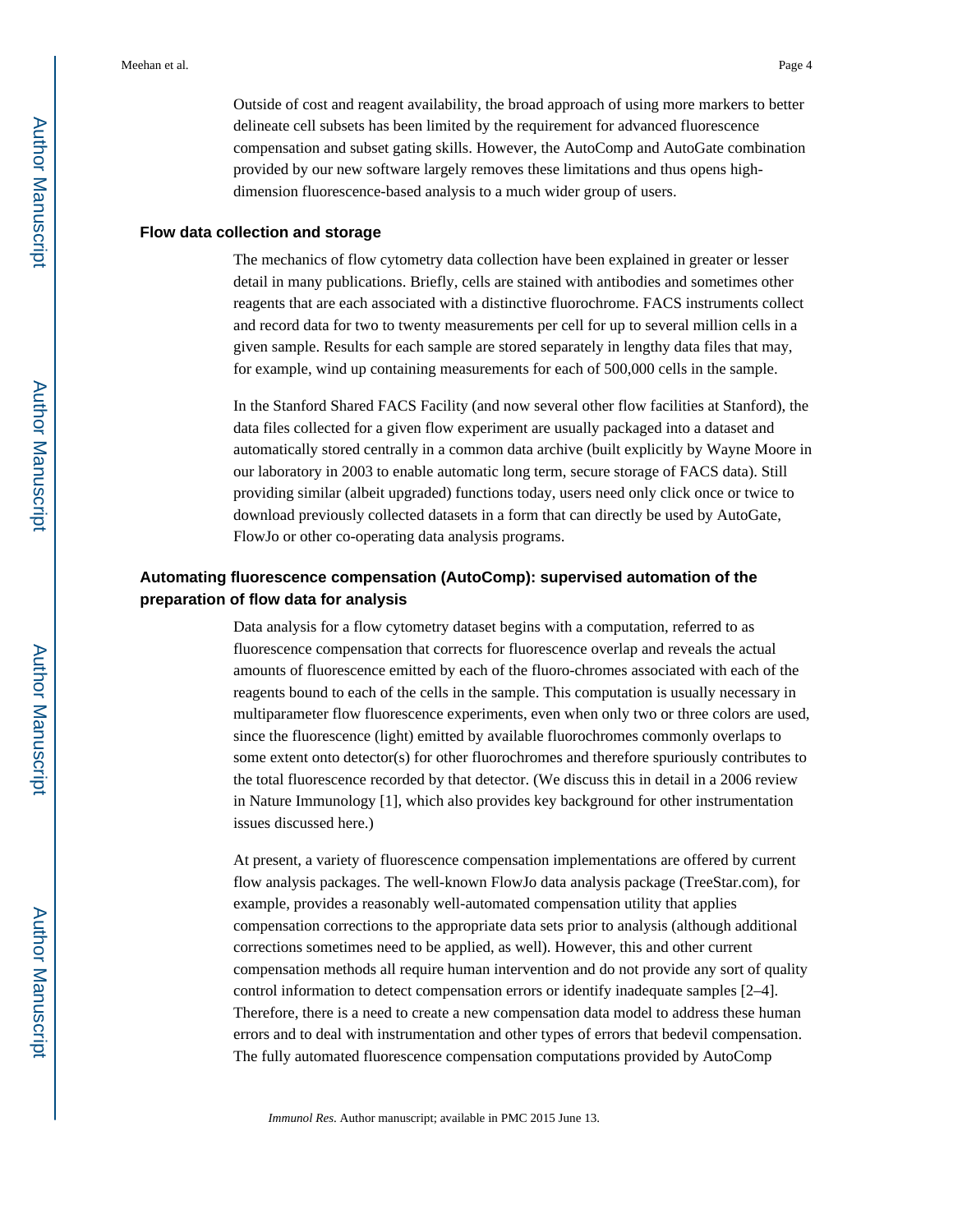Outside of cost and reagent availability, the broad approach of using more markers to better delineate cell subsets has been limited by the requirement for advanced fluorescence compensation and subset gating skills. However, the AutoComp and AutoGate combination provided by our new software largely removes these limitations and thus opens high-dimension fluorescence-based analysis to a much wider group of users.

### Flow data collection and storage

The mechanics of flow cytometry data collection have been explained in greater or lesser detail in many publications. Briefly, cells are stained with antibodies and sometimes other reagents that are each associated with a distinctive fluorochrome. FACS instruments collect and record data for two to twenty measurements per cell for up to several million cells in a given sample. Results for each sample are stored separately in lengthy data files that may, for example, wind up containing measurements for each of 500,000 cells in the sample.

In the Stanford Shared FACS Facility (and now several other flow facilities at Stanford), the data files collected for a given flow experiment are usually packaged into a dataset and automatically stored centrally in a common data archive (built explicitly by Wayne Moore in our laboratory in 2003 to enable automatic long term, secure storage of FACS data). Still providing similar (albeit upgraded) functions today, users need only click once or twice to download previously collected datasets in a form that can directly be used by AutoGate, FlowJo or other co-operating data analysis programs.

### Automating fluorescence compensation (AutoComp): supervised automation of the preparation of flow data for analysis

Data analysis for a flow cytometry dataset begins with a computation, referred to as fluorescence compensation that corrects for fluorescence overlap and reveals the actual amounts of fluorescence emitted by each of the fluoro-chromes associated with each of the reagents bound to each of the cells in the sample. This computation is usually necessary in multiparameter flow fluorescence experiments, even when only two or three colors are used, since the fluorescence (light) emitted by available fluorochromes commonly overlaps to some extent onto detector(s) for other fluorochromes and therefore spuriously contributes to the total fluorescence recorded by that detector. (We discuss this in detail in a 2006 review in Nature Immunology [1], which also provides key background for other instrumentation issues discussed here.)

At present, a variety of fluorescence compensation implementations are offered by current flow analysis packages. The well-known FlowJo data analysis package (TreeStar.com), for example, provides a reasonably well-automated compensation utility that applies compensation corrections to the appropriate data sets prior to analysis (although additional corrections sometimes need to be applied, as well). However, this and other current compensation methods all require human intervention and do not provide any sort of quality control information to detect compensation errors or identify inadequate samples [2–4]. Therefore, there is a need to create a new compensation data model to address these human errors and to deal with instrumentation and other types of errors that bedevil compensation. The fully automated fluorescence compensation computations provided by AutoComp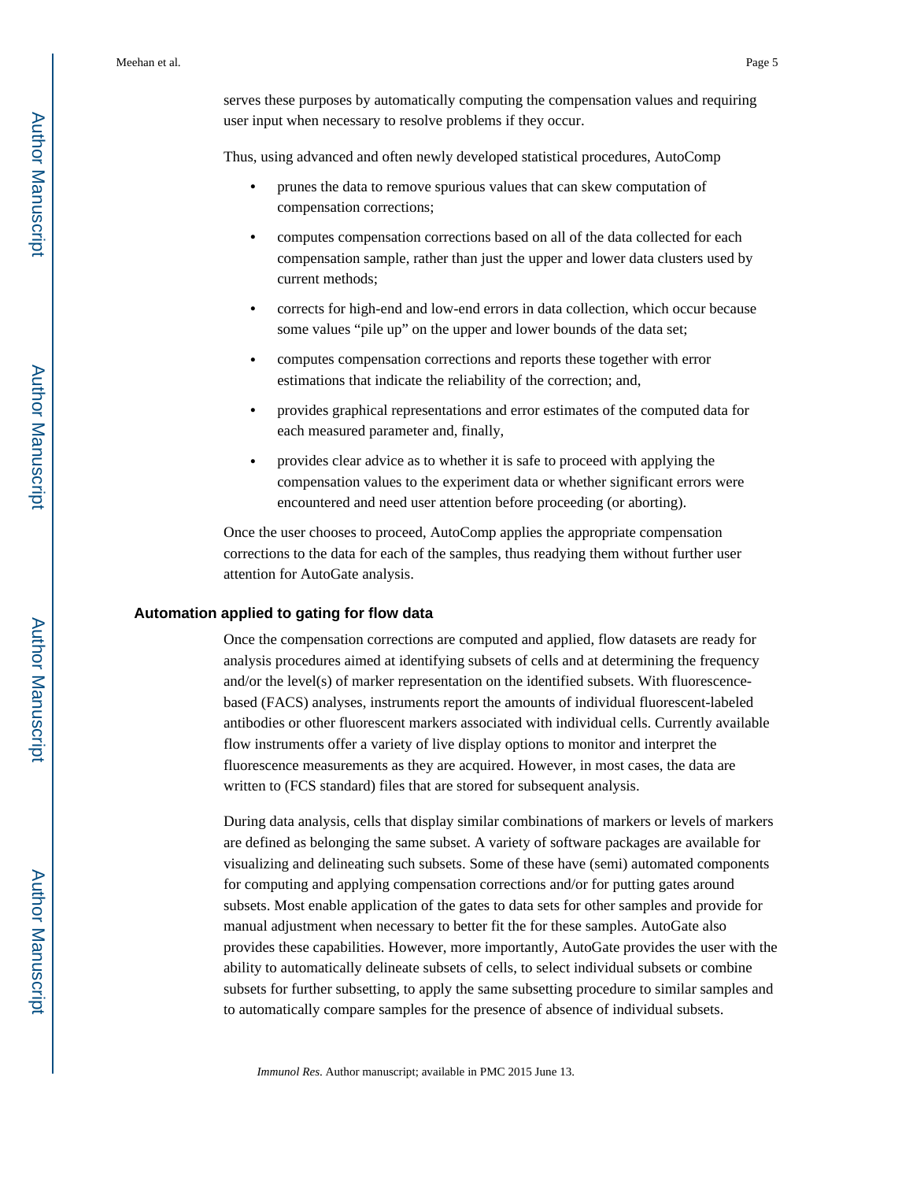serves these purposes by automatically computing the compensation values and requiring user input when necessary to resolve problems if they occur.

Thus, using advanced and often newly developed statistical procedures, AutoComp

- prunes the data to remove spurious values that can skew computation of compensation corrections;
- computes compensation corrections based on all of the data collected for each compensation sample, rather than just the upper and lower data clusters used by current methods;
- corrects for high-end and low-end errors in data collection, which occur because some values "pile up" on the upper and lower bounds of the data set;
- computes compensation corrections and reports these together with error estimations that indicate the reliability of the correction; and,
- provides graphical representations and error estimates of the computed data for each measured parameter and, finally,
- provides clear advice as to whether it is safe to proceed with applying the compensation values to the experiment data or whether significant errors were encountered and need user attention before proceeding (or aborting).

Once the user chooses to proceed, AutoComp applies the appropriate compensation corrections to the data for each of the samples, thus readying them without further user attention for AutoGate analysis.

## Automation applied to gating for flow data

Once the compensation corrections are computed and applied, flow datasets are ready for analysis procedures aimed at identifying subsets of cells and at determining the frequency and/or the level(s) of marker representation on the identified subsets. With fluorescence-based (FACS) analyses, instruments report the amounts of individual fluorescent-labeled antibodies or other fluorescent markers associated with individual cells. Currently available flow instruments offer a variety of live display options to monitor and interpret the fluorescence measurements as they are acquired. However, in most cases, the data are written to (FCS standard) files that are stored for subsequent analysis.

During data analysis, cells that display similar combinations of markers or levels of markers are defined as belonging the same subset. A variety of software packages are available for visualizing and delineating such subsets. Some of these have (semi) automated components for computing and applying compensation corrections and/or for putting gates around subsets. Most enable application of the gates to data sets for other samples and provide for manual adjustment when necessary to better fit the for these samples. AutoGate also provides these capabilities. However, more importantly, AutoGate provides the user with the ability to automatically delineate subsets of cells, to select individual subsets or combine subsets for further subsetting, to apply the same subsetting procedure to similar samples and to automatically compare samples for the presence of absence of individual subsets.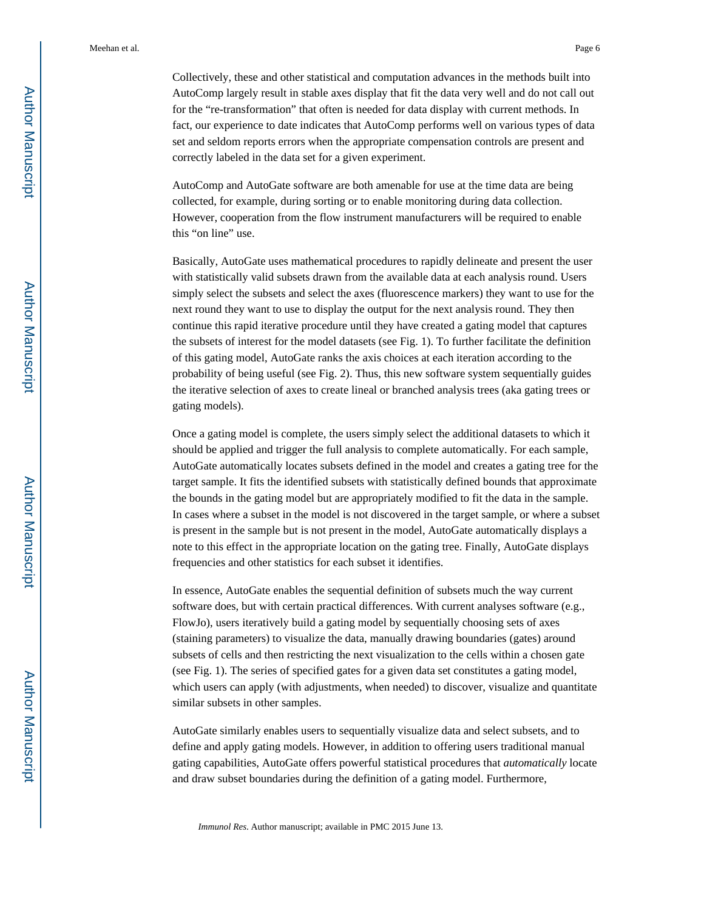Collectively, these and other statistical and computation advances in the methods built into AutoComp largely result in stable axes display that fit the data very well and do not call out for the "re-transformation" that often is needed for data display with current methods. In fact, our experience to date indicates that AutoComp performs well on various types of data set and seldom reports errors when the appropriate compensation controls are present and correctly labeled in the data set for a given experiment.

AutoComp and AutoGate software are both amenable for use at the time data are being collected, for example, during sorting or to enable monitoring during data collection. However, cooperation from the flow instrument manufacturers will be required to enable this "on line" use.

Basically, AutoGate uses mathematical procedures to rapidly delineate and present the user with statistically valid subsets drawn from the available data at each analysis round. Users simply select the subsets and select the axes (fluorescence markers) they want to use for the next round they want to use to display the output for the next analysis round. They then continue this rapid iterative procedure until they have created a gating model that captures the subsets of interest for the model datasets (see Fig. 1). To further facilitate the definition of this gating model, AutoGate ranks the axis choices at each iteration according to the probability of being useful (see Fig. 2). Thus, this new software system sequentially guides the iterative selection of axes to create lineal or branched analysis trees (aka gating trees or gating models).

Once a gating model is complete, the users simply select the additional datasets to which it should be applied and trigger the full analysis to complete automatically. For each sample, AutoGate automatically locates subsets defined in the model and creates a gating tree for the target sample. It fits the identified subsets with statistically defined bounds that approximate the bounds in the gating model but are appropriately modified to fit the data in the sample. In cases where a subset in the model is not discovered in the target sample, or where a subset is present in the sample but is not present in the model, AutoGate automatically displays a note to this effect in the appropriate location on the gating tree. Finally, AutoGate displays frequencies and other statistics for each subset it identifies.

In essence, AutoGate enables the sequential definition of subsets much the way current software does, but with certain practical differences. With current analyses software (e.g., FlowJo), users iteratively build a gating model by sequentially choosing sets of axes (staining parameters) to visualize the data, manually drawing boundaries (gates) around subsets of cells and then restricting the next visualization to the cells within a chosen gate (see Fig. 1). The series of specified gates for a given data set constitutes a gating model, which users can apply (with adjustments, when needed) to discover, visualize and quantitate similar subsets in other samples.

AutoGate similarly enables users to sequentially visualize data and select subsets, and to define and apply gating models. However, in addition to offering users traditional manual gating capabilities, AutoGate offers powerful statistical procedures that *automatically* locate and draw subset boundaries during the definition of a gating model. Furthermore,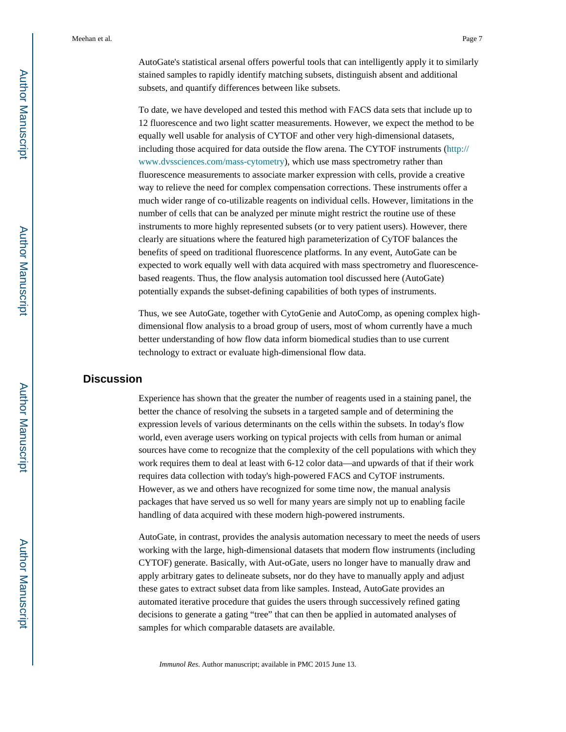AutoGate's statistical arsenal offers powerful tools that can intelligently apply it to similarly stained samples to rapidly identify matching subsets, distinguish absent and additional subsets, and quantify differences between like subsets.

To date, we have developed and tested this method with FACS data sets that include up to 12 fluorescence and two light scatter measurements. However, we expect the method to be equally well usable for analysis of CYTOF and other very high-dimensional datasets, including those acquired for data outside the flow arena. The CYTOF instruments (http://www.dvssciences.com/mass-cytometry), which use mass spectrometry rather than fluorescence measurements to associate marker expression with cells, provide a creative way to relieve the need for complex compensation corrections. These instruments offer a much wider range of co-utilizable reagents on individual cells. However, limitations in the number of cells that can be analyzed per minute might restrict the routine use of these instruments to more highly represented subsets (or to very patient users). However, there clearly are situations where the featured high parameterization of CyTOF balances the benefits of speed on traditional fluorescence platforms. In any event, AutoGate can be expected to work equally well with data acquired with mass spectrometry and fluorescence-based reagents. Thus, the flow analysis automation tool discussed here (AutoGate) potentially expands the subset-defining capabilities of both types of instruments.

Thus, we see AutoGate, together with CytoGenie and AutoComp, as opening complex high-dimensional flow analysis to a broad group of users, most of whom currently have a much better understanding of how flow data inform biomedical studies than to use current technology to extract or evaluate high-dimensional flow data.

## Discussion

Experience has shown that the greater the number of reagents used in a staining panel, the better the chance of resolving the subsets in a targeted sample and of determining the expression levels of various determinants on the cells within the subsets. In today's flow world, even average users working on typical projects with cells from human or animal sources have come to recognize that the complexity of the cell populations with which they work requires them to deal at least with 6-12 color data—and upwards of that if their work requires data collection with today's high-powered FACS and CyTOF instruments. However, as we and others have recognized for some time now, the manual analysis packages that have served us so well for many years are simply not up to enabling facile handling of data acquired with these modern high-powered instruments.

AutoGate, in contrast, provides the analysis automation necessary to meet the needs of users working with the large, high-dimensional datasets that modern flow instruments (including CYTOF) generate. Basically, with Aut-oGate, users no longer have to manually draw and apply arbitrary gates to delineate subsets, nor do they have to manually apply and adjust these gates to extract subset data from like samples. Instead, AutoGate provides an automated iterative procedure that guides the users through successively refined gating decisions to generate a gating "tree" that can then be applied in automated analyses of samples for which comparable datasets are available.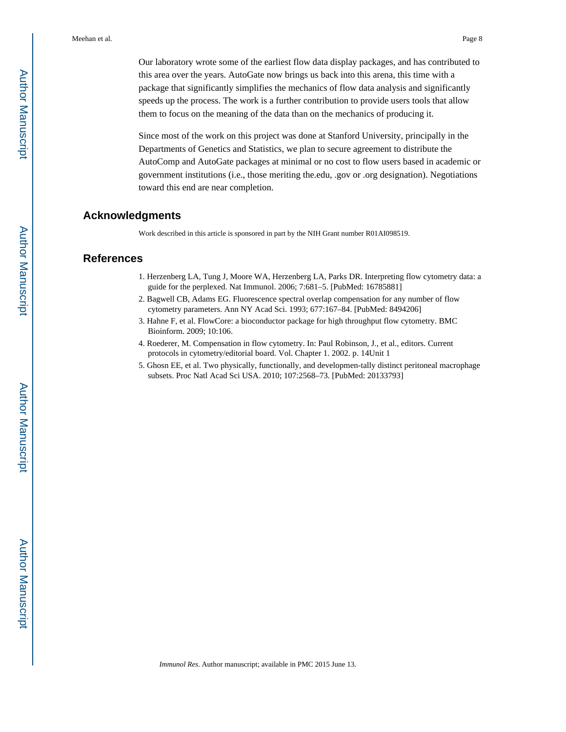Our laboratory wrote some of the earliest flow data display packages, and has contributed to this area over the years. AutoGate now brings us back into this arena, this time with a package that significantly simplifies the mechanics of flow data analysis and significantly speeds up the process. The work is a further contribution to provide users tools that allow them to focus on the meaning of the data than on the mechanics of producing it.

Since most of the work on this project was done at Stanford University, principally in the Departments of Genetics and Statistics, we plan to secure agreement to distribute the AutoComp and AutoGate packages at minimal or no cost to flow users based in academic or government institutions (i.e., those meriting the.edu, .gov or .org designation). Negotiations toward this end are near completion.

## Acknowledgments

Work described in this article is sponsored in part by the NIH Grant number R01AI098519.

## References

1. Herzenberg LA, Tung J, Moore WA, Herzenberg LA, Parks DR. Interpreting flow cytometry data: a guide for the perplexed. Nat Immunol. 2006; 7:681–5. [PubMed: 16785881]
2. Bagwell CB, Adams EG. Fluorescence spectral overlap compensation for any number of flow cytometry parameters. Ann NY Acad Sci. 1993; 677:167–84. [PubMed: 8494206]
3. Hahne F, et al. FlowCore: a bioconductor package for high throughput flow cytometry. BMC Bioinform. 2009; 10:106.
4. Roederer, M. Compensation in flow cytometry. In: Paul Robinson, J., et al., editors. Current protocols in cytometry/editorial board. Vol. Chapter 1. 2002. p. 14Unit 1
5. Ghosn EE, et al. Two physically, functionally, and developmen-tally distinct peritoneal macrophage subsets. Proc Natl Acad Sci USA. 2010; 107:2568–73. [PubMed: 20133793]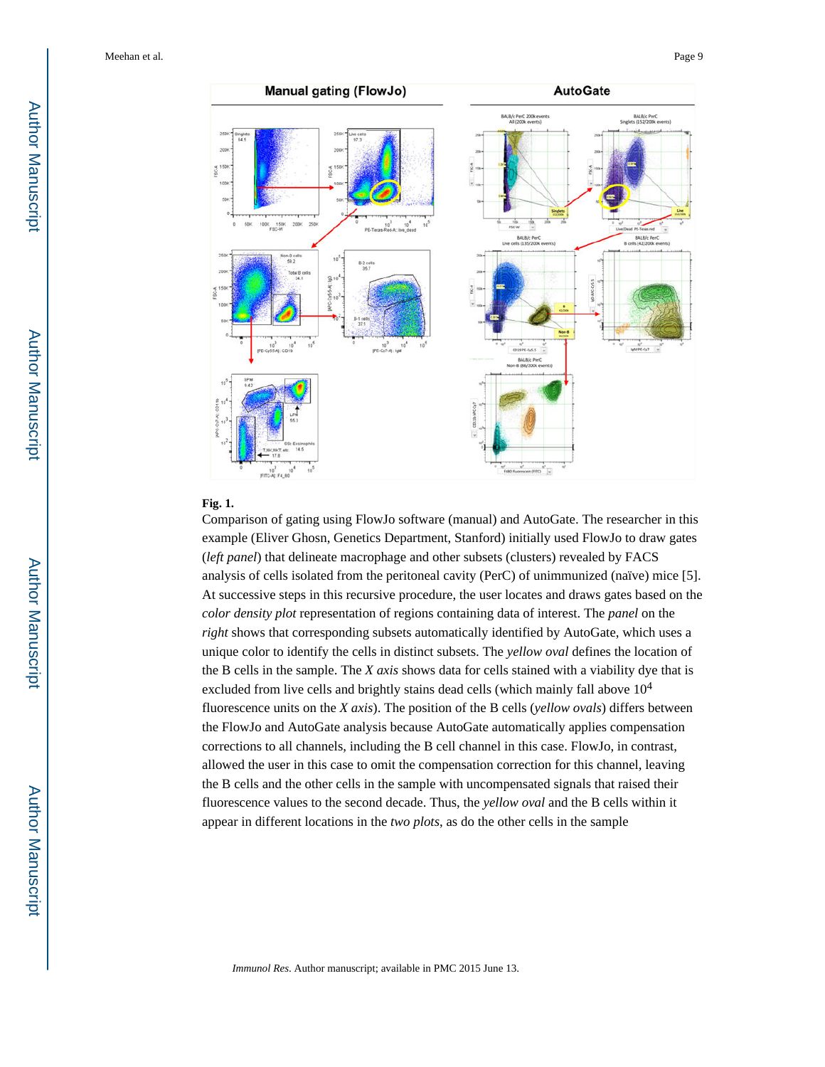**Fig. 1.**

Comparison of gating using FlowJo software (manual) and AutoGate. The researcher in this example (Eliver Ghosn, Genetics Department, Stanford) initially used FlowJo to draw gates (*left panel*) that delineate macrophage and other subsets (clusters) revealed by FACS analysis of cells isolated from the peritoneal cavity (PerC) of unimmunized (naïve) mice [5]. At successive steps in this recursive procedure, the user locates and draws gates based on the *color density plot* representation of regions containing data of interest. The *panel* on the *right* shows that corresponding subsets automatically identified by AutoGate, which uses a unique color to identify the cells in distinct subsets. The *yellow oval* defines the location of the B cells in the sample. The *X axis* shows data for cells stained with a viability dye that is excluded from live cells and brightly stains dead cells (which mainly fall above $10^4$ fluorescence units on the *X axis*). The position of the B cells (*yellow ovals*) differs between the FlowJo and AutoGate analysis because AutoGate automatically applies compensation corrections to all channels, including the B cell channel in this case. FlowJo, in contrast, allowed the user in this case to omit the compensation correction for this channel, leaving the B cells and the other cells in the sample with uncompensated signals that raised their fluorescence values to the second decade. Thus, the *yellow oval* and the B cells within it appear in different locations in the *two plots*, as do the other cells in the sample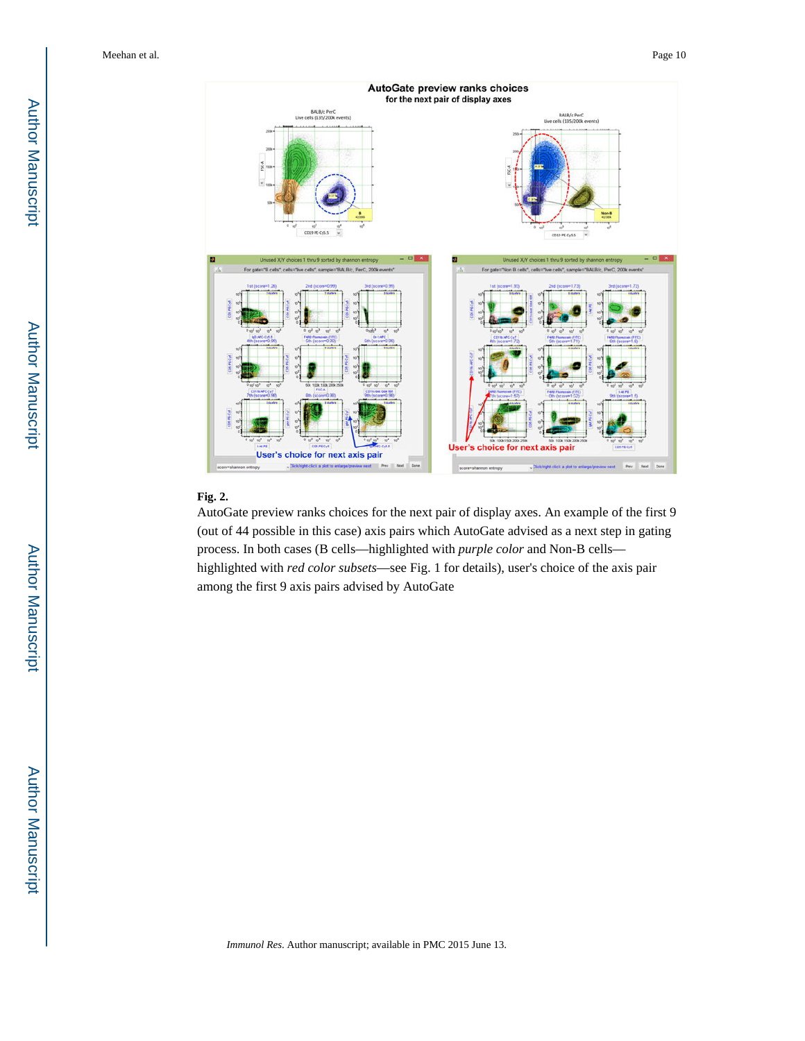AutoGate preview ranks choices for the next pair of display axes

User's choice for next axis pair

User's choice for next axis pair

**Fig. 2.**

AutoGate preview ranks choices for the next pair of display axes. An example of the first 9 (out of 44 possible in this case) axis pairs which AutoGate advised as a next step in gating process. In both cases (B cells—highlighted with *purple color* and Non-B cells—highlighted with *red color subsets*—see Fig. 1 for details), user's choice of the axis pair among the first 9 axis pairs advised by AutoGate